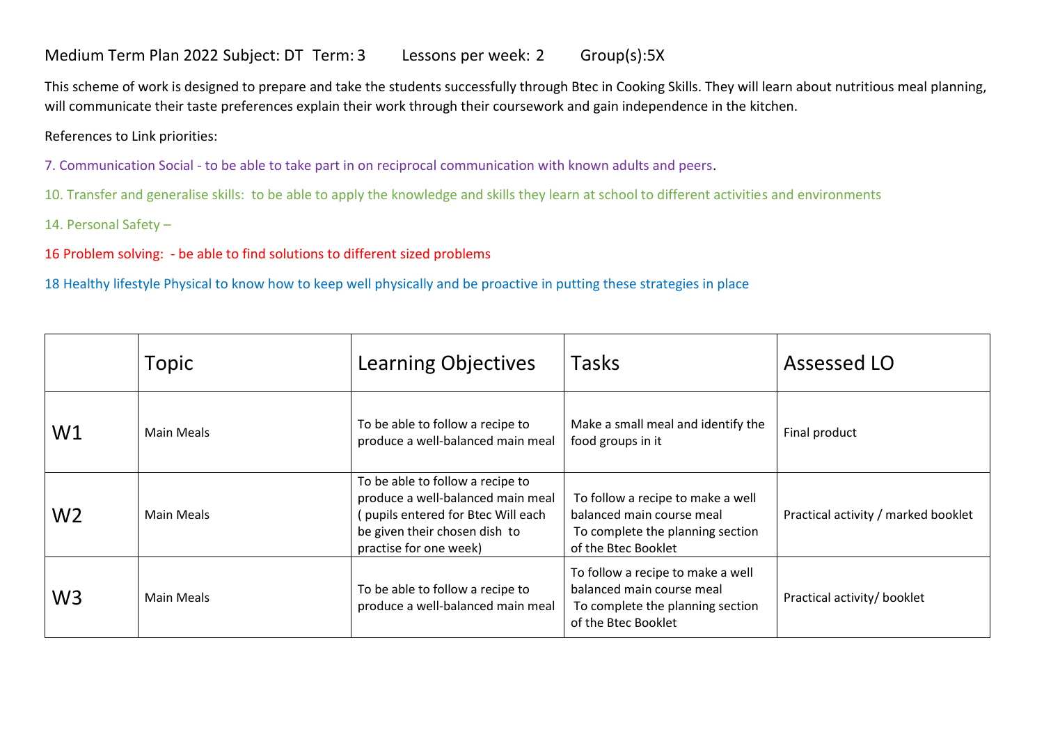Medium Term Plan 2022 Subject: DT Term: 3 Lessons per week: 2 Group(s):5X

This scheme of work is designed to prepare and take the students successfully through Btec in Cooking Skills. They will learn about nutritious meal planning, will communicate their taste preferences explain their work through their coursework and gain independence in the kitchen.

References to Link priorities:

7. Communication Social - to be able to take part in on reciprocal communication with known adults and peers.

10. Transfer and generalise skills: to be able to apply the knowledge and skills they learn at school to different activities and environments

14. Personal Safety –

16 Problem solving: - be able to find solutions to different sized problems

18 Healthy lifestyle Physical to know how to keep well physically and be proactive in putting these strategies in place

| | Topic | Learning Objectives | Tasks | Assessed LO |
|---|---|---|---|---|
| W1 | Main Meals | To be able to follow a recipe to produce a well-balanced main meal | Make a small meal and identify the food groups in it | Final product |
| W2 | Main Meals | To be able to follow a recipe to produce a well-balanced main meal ( pupils entered for Btec Will each be given their chosen dish to practise for one week) | To follow a recipe to make a well balanced main course meal To complete the planning section of the Btec Booklet | Practical activity / marked booklet |
| W3 | Main Meals | To be able to follow a recipe to produce a well-balanced main meal | To follow a recipe to make a well balanced main course meal To complete the planning section of the Btec Booklet | Practical activity/ booklet |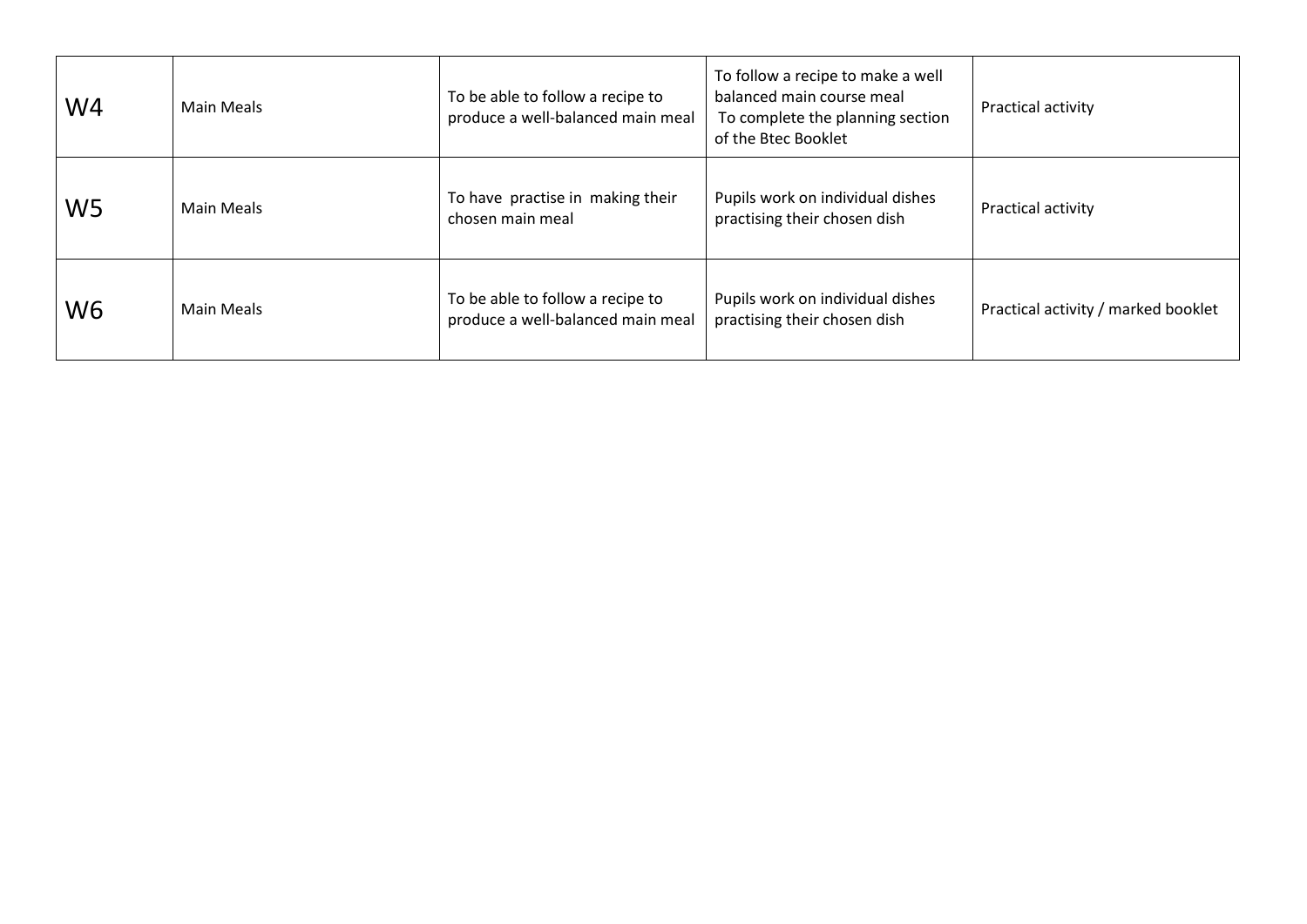| | | | | |
|---|---|---|---|---|
| W4 | Main Meals | To be able to follow a recipe to produce a well-balanced main meal | To follow a recipe to make a well balanced main course meal<br>To complete the planning section of the Btec Booklet | Practical activity |
| W5 | Main Meals | To have practise in making their chosen main meal | Pupils work on individual dishes practising their chosen dish | Practical activity |
| W6 | Main Meals | To be able to follow a recipe to produce a well-balanced main meal | Pupils work on individual dishes practising their chosen dish | Practical activity / marked booklet |